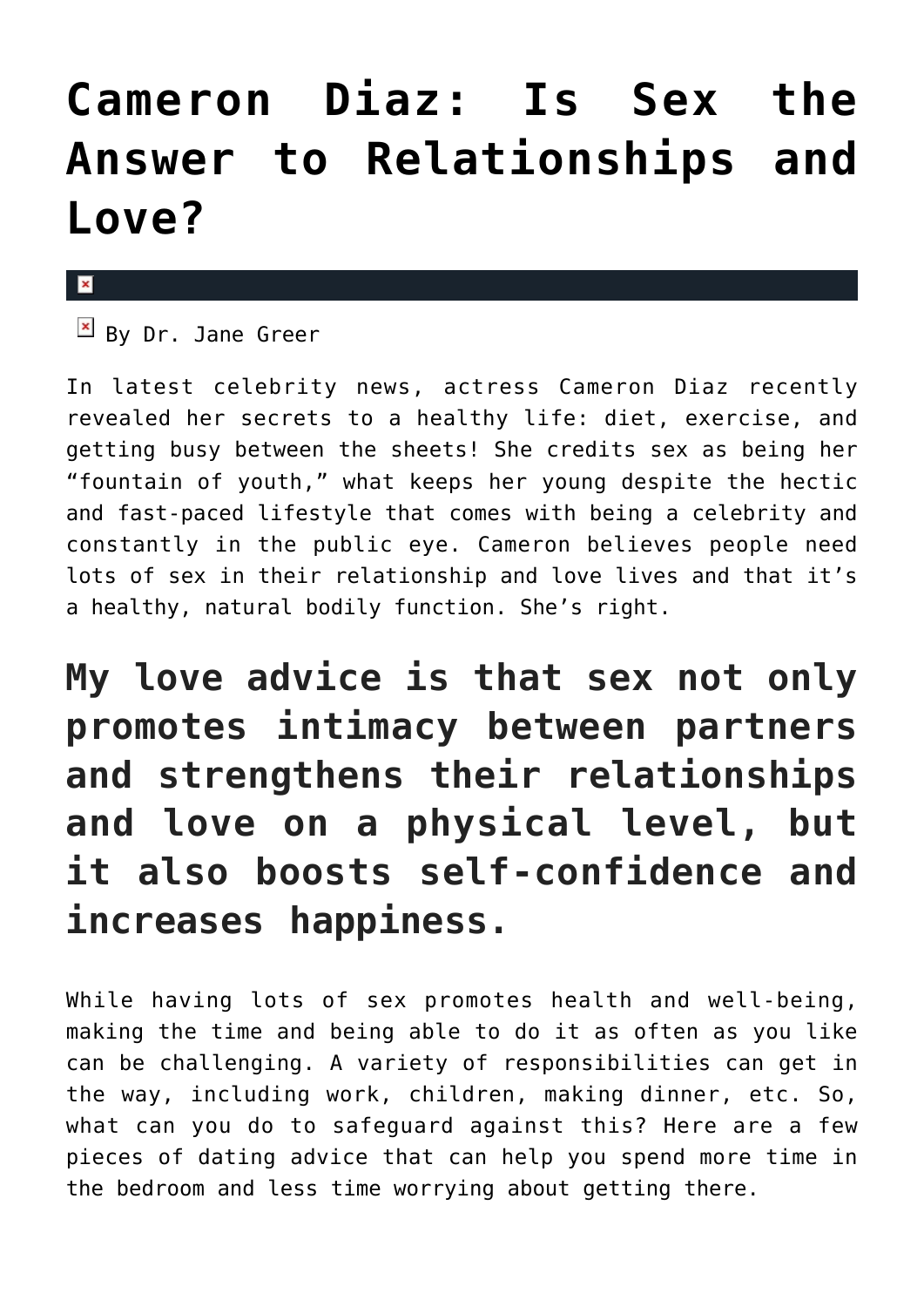# Cameron Diaz: Is Sex the Answer to Relationships and Love?

By Dr. Jane Greer

In latest celebrity news, actress Cameron Diaz recently revealed her secrets to a healthy life: diet, exercise, and getting busy between the sheets! She credits sex as being her "fountain of youth," what keeps her young despite the hectic and fast-paced lifestyle that comes with being a celebrity and constantly in the public eye. Cameron believes people need lots of sex in their relationship and love lives and that it's a healthy, natural bodily function. She's right.

## My love advice is that sex not only promotes intimacy between partners and strengthens their relationships and love on a physical level, but it also boosts self-confidence and increases happiness.

While having lots of sex promotes health and well-being, making the time and being able to do it as often as you like can be challenging. A variety of responsibilities can get in the way, including work, children, making dinner, etc. So, what can you do to safeguard against this? Here are a few pieces of dating advice that can help you spend more time in the bedroom and less time worrying about getting there.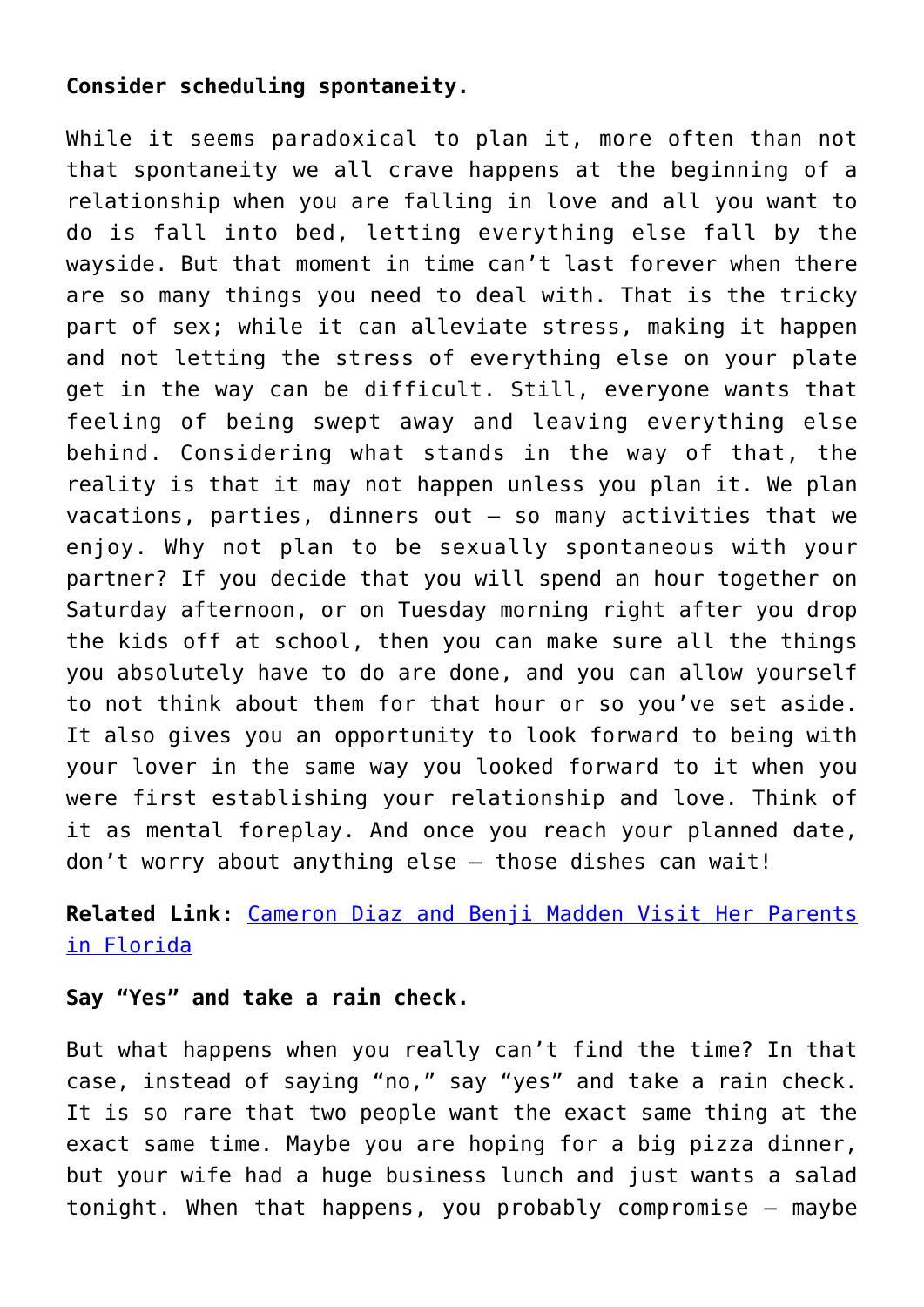**Consider scheduling spontaneity.**

While it seems paradoxical to plan it, more often than not that spontaneity we all crave happens at the beginning of a relationship when you are falling in love and all you want to do is fall into bed, letting everything else fall by the wayside. But that moment in time can't last forever when there are so many things you need to deal with. That is the tricky part of sex; while it can alleviate stress, making it happen and not letting the stress of everything else on your plate get in the way can be difficult. Still, everyone wants that feeling of being swept away and leaving everything else behind. Considering what stands in the way of that, the reality is that it may not happen unless you plan it. We plan vacations, parties, dinners out – so many activities that we enjoy. Why not plan to be sexually spontaneous with your partner? If you decide that you will spend an hour together on Saturday afternoon, or on Tuesday morning right after you drop the kids off at school, then you can make sure all the things you absolutely have to do are done, and you can allow yourself to not think about them for that hour or so you've set aside. It also gives you an opportunity to look forward to being with your lover in the same way you looked forward to it when you were first establishing your relationship and love. Think of it as mental foreplay. And once you reach your planned date, don't worry about anything else – those dishes can wait!

**Related Link:** Cameron Diaz and Benji Madden Visit Her Parents in Florida

**Say "Yes" and take a rain check.**

But what happens when you really can't find the time? In that case, instead of saying "no," say "yes" and take a rain check. It is so rare that two people want the exact same thing at the exact same time. Maybe you are hoping for a big pizza dinner, but your wife had a huge business lunch and just wants a salad tonight. When that happens, you probably compromise – maybe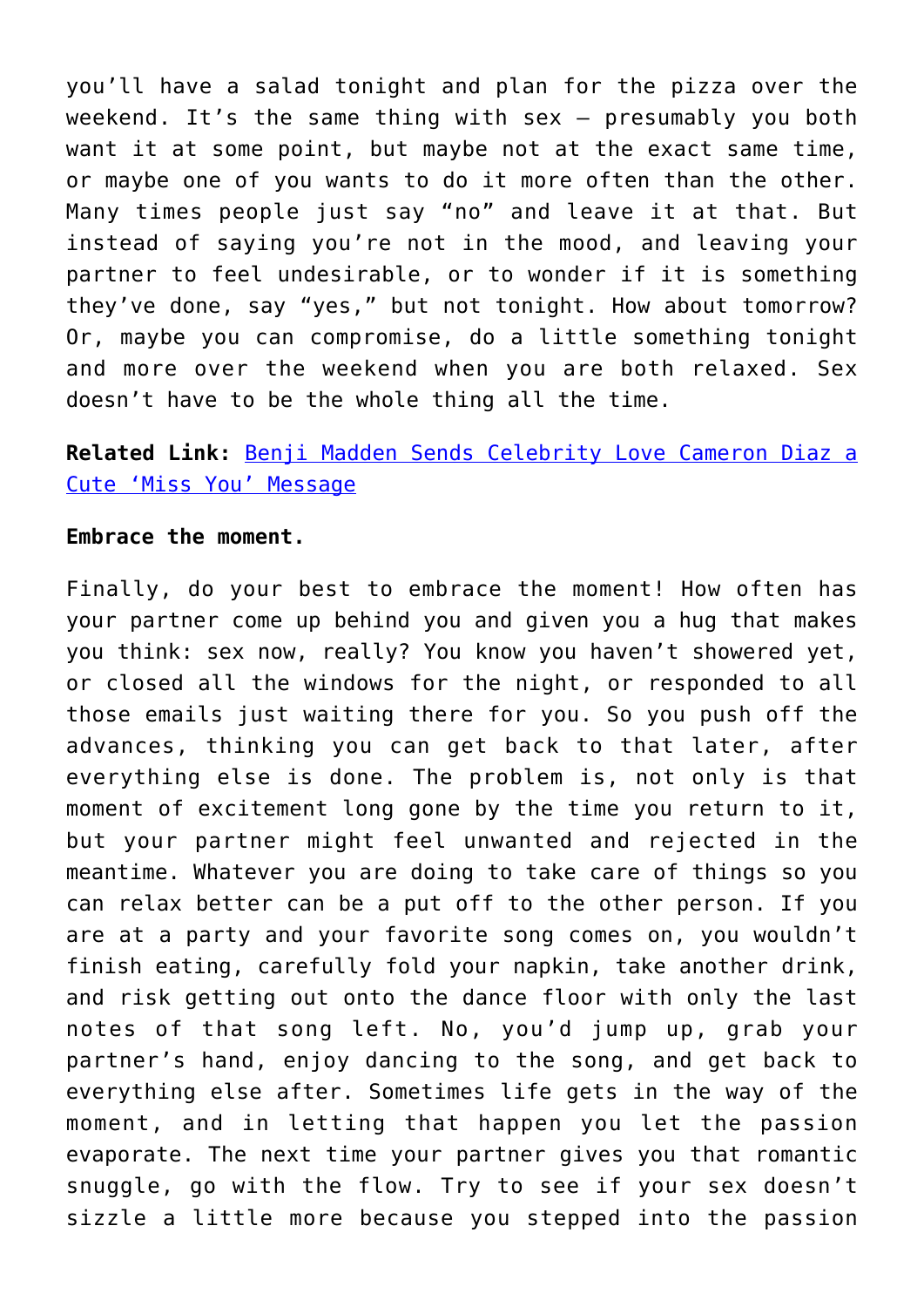you'll have a salad tonight and plan for the pizza over the weekend. It's the same thing with sex — presumably you both want it at some point, but maybe not at the exact same time, or maybe one of you wants to do it more often than the other. Many times people just say "no" and leave it at that. But instead of saying you're not in the mood, and leaving your partner to feel undesirable, or to wonder if it is something they've done, say "yes," but not tonight. How about tomorrow? Or, maybe you can compromise, do a little something tonight and more over the weekend when you are both relaxed. Sex doesn't have to be the whole thing all the time.

**Related Link:** [Benji Madden Sends Celebrity Love Cameron Diaz a Cute 'Miss You' Message]()

**Embrace the moment.**

Finally, do your best to embrace the moment! How often has your partner come up behind you and given you a hug that makes you think: sex now, really? You know you haven't showered yet, or closed all the windows for the night, or responded to all those emails just waiting there for you. So you push off the advances, thinking you can get back to that later, after everything else is done. The problem is, not only is that moment of excitement long gone by the time you return to it, but your partner might feel unwanted and rejected in the meantime. Whatever you are doing to take care of things so you can relax better can be a put off to the other person. If you are at a party and your favorite song comes on, you wouldn't finish eating, carefully fold your napkin, take another drink, and risk getting out onto the dance floor with only the last notes of that song left. No, you'd jump up, grab your partner's hand, enjoy dancing to the song, and get back to everything else after. Sometimes life gets in the way of the moment, and in letting that happen you let the passion evaporate. The next time your partner gives you that romantic snuggle, go with the flow. Try to see if your sex doesn't sizzle a little more because you stepped into the passion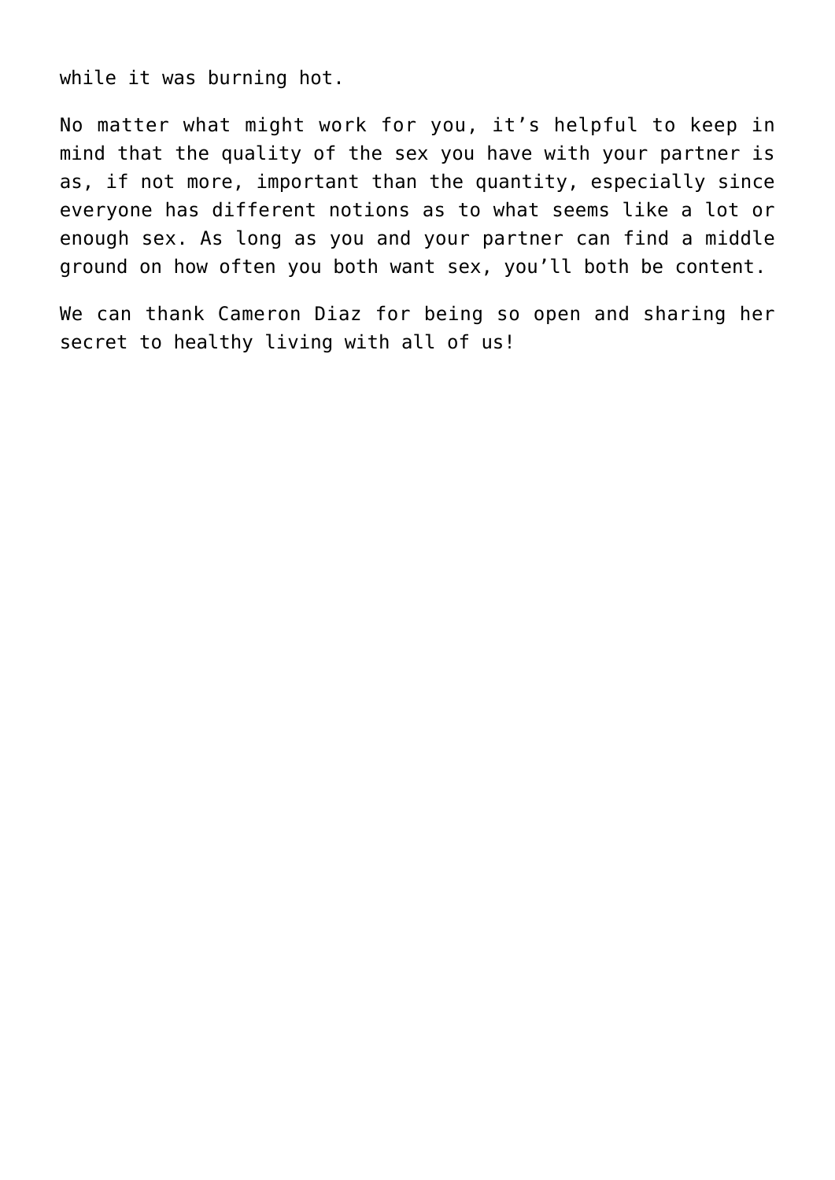while it was burning hot.

No matter what might work for you, it’s helpful to keep in mind that the quality of the sex you have with your partner is as, if not more, important than the quantity, especially since everyone has different notions as to what seems like a lot or enough sex. As long as you and your partner can find a middle ground on how often you both want sex, you’ll both be content.

We can thank Cameron Diaz for being so open and sharing her secret to healthy living with all of us!